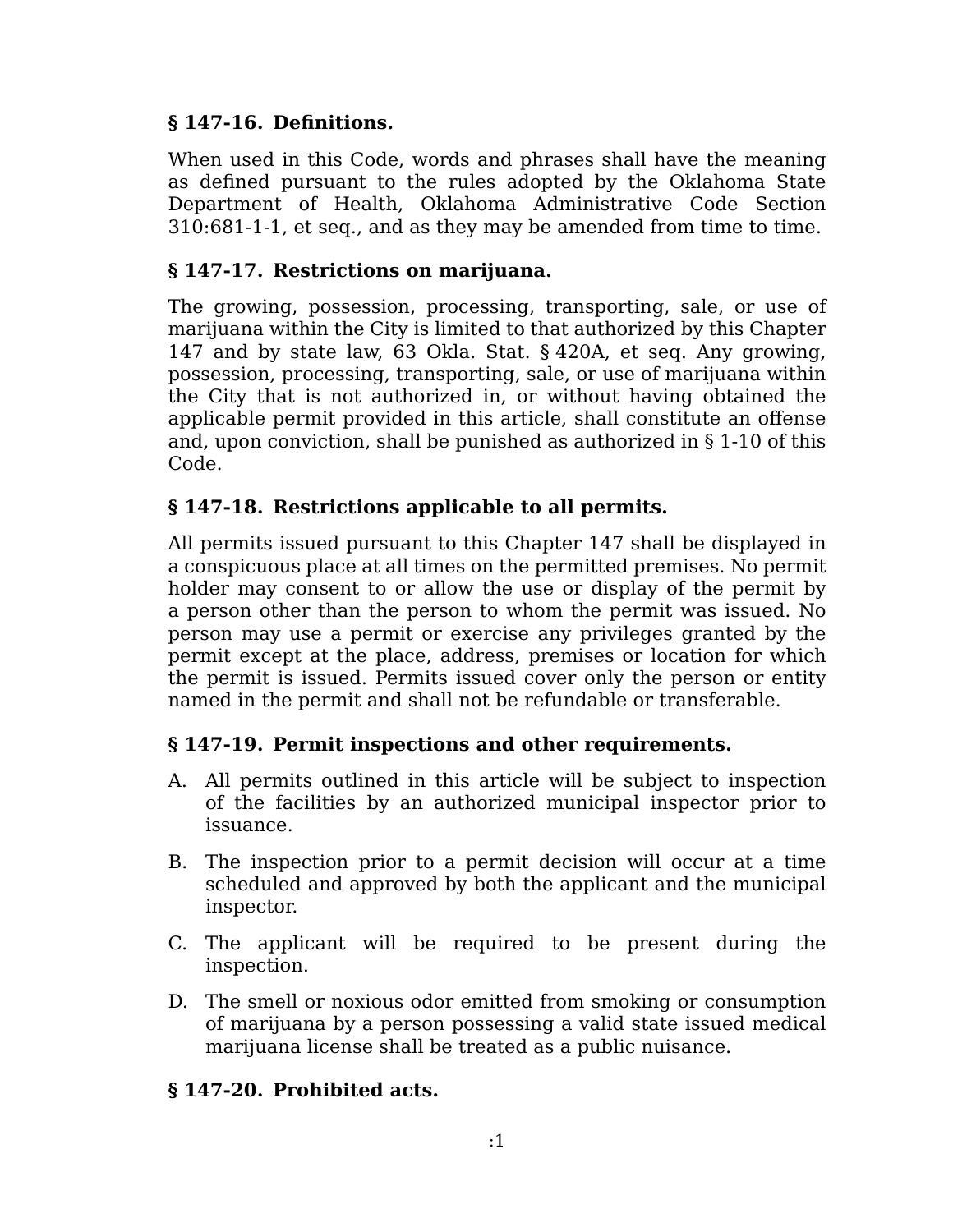## § 147-16. Definitions.

When used in this Code, words and phrases shall have the meaning as defined pursuant to the rules adopted by the Oklahoma State Department of Health, Oklahoma Administrative Code Section 310:681-1-1, et seq., and as they may be amended from time to time.

## § 147-17. Restrictions on marijuana.

The growing, possession, processing, transporting, sale, or use of marijuana within the City is limited to that authorized by this Chapter 147 and by state law, 63 Okla. Stat. § 420A, et seq. Any growing, possession, processing, transporting, sale, or use of marijuana within the City that is not authorized in, or without having obtained the applicable permit provided in this article, shall constitute an offense and, upon conviction, shall be punished as authorized in § 1-10 of this Code.

## § 147-18. Restrictions applicable to all permits.

All permits issued pursuant to this Chapter 147 shall be displayed in a conspicuous place at all times on the permitted premises. No permit holder may consent to or allow the use or display of the permit by a person other than the person to whom the permit was issued. No person may use a permit or exercise any privileges granted by the permit except at the place, address, premises or location for which the permit is issued. Permits issued cover only the person or entity named in the permit and shall not be refundable or transferable.

## § 147-19. Permit inspections and other requirements.

A. All permits outlined in this article will be subject to inspection of the facilities by an authorized municipal inspector prior to issuance.

B. The inspection prior to a permit decision will occur at a time scheduled and approved by both the applicant and the municipal inspector.

C. The applicant will be required to be present during the inspection.

D. The smell or noxious odor emitted from smoking or consumption of marijuana by a person possessing a valid state issued medical marijuana license shall be treated as a public nuisance.

## § 147-20. Prohibited acts.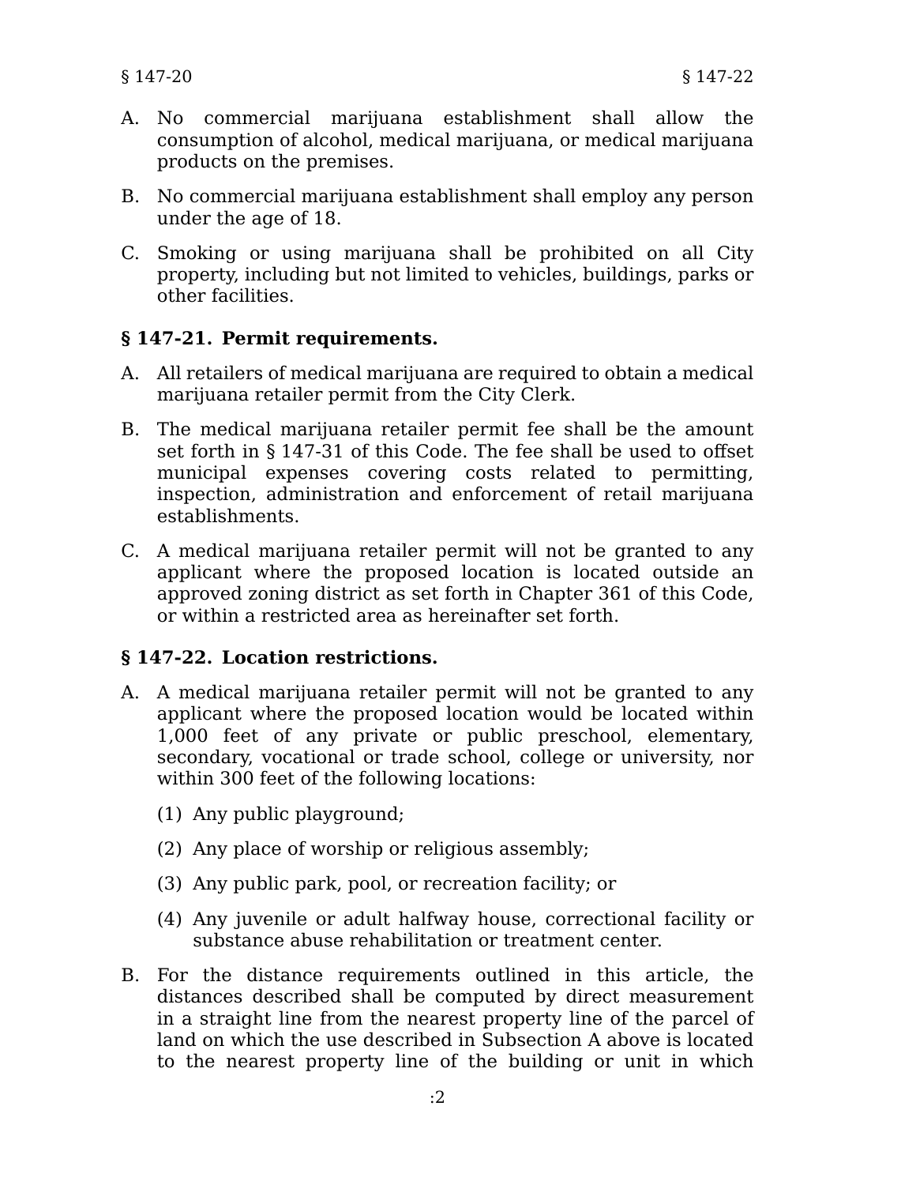A. No commercial marijuana establishment shall allow the consumption of alcohol, medical marijuana, or medical marijuana products on the premises.

B. No commercial marijuana establishment shall employ any person under the age of 18.

C. Smoking or using marijuana shall be prohibited on all City property, including but not limited to vehicles, buildings, parks or other facilities.

### § 147-21. Permit requirements.

A. All retailers of medical marijuana are required to obtain a medical marijuana retailer permit from the City Clerk.

B. The medical marijuana retailer permit fee shall be the amount set forth in § 147-31 of this Code. The fee shall be used to offset municipal expenses covering costs related to permitting, inspection, administration and enforcement of retail marijuana establishments.

C. A medical marijuana retailer permit will not be granted to any applicant where the proposed location is located outside an approved zoning district as set forth in Chapter 361 of this Code, or within a restricted area as hereinafter set forth.

### § 147-22. Location restrictions.

A. A medical marijuana retailer permit will not be granted to any applicant where the proposed location would be located within 1,000 feet of any private or public preschool, elementary, secondary, vocational or trade school, college or university, nor within 300 feet of the following locations:

   (1) Any public playground;

   (2) Any place of worship or religious assembly;

   (3) Any public park, pool, or recreation facility; or

   (4) Any juvenile or adult halfway house, correctional facility or substance abuse rehabilitation or treatment center.

B. For the distance requirements outlined in this article, the distances described shall be computed by direct measurement in a straight line from the nearest property line of the parcel of land on which the use described in Subsection A above is located to the nearest property line of the building or unit in which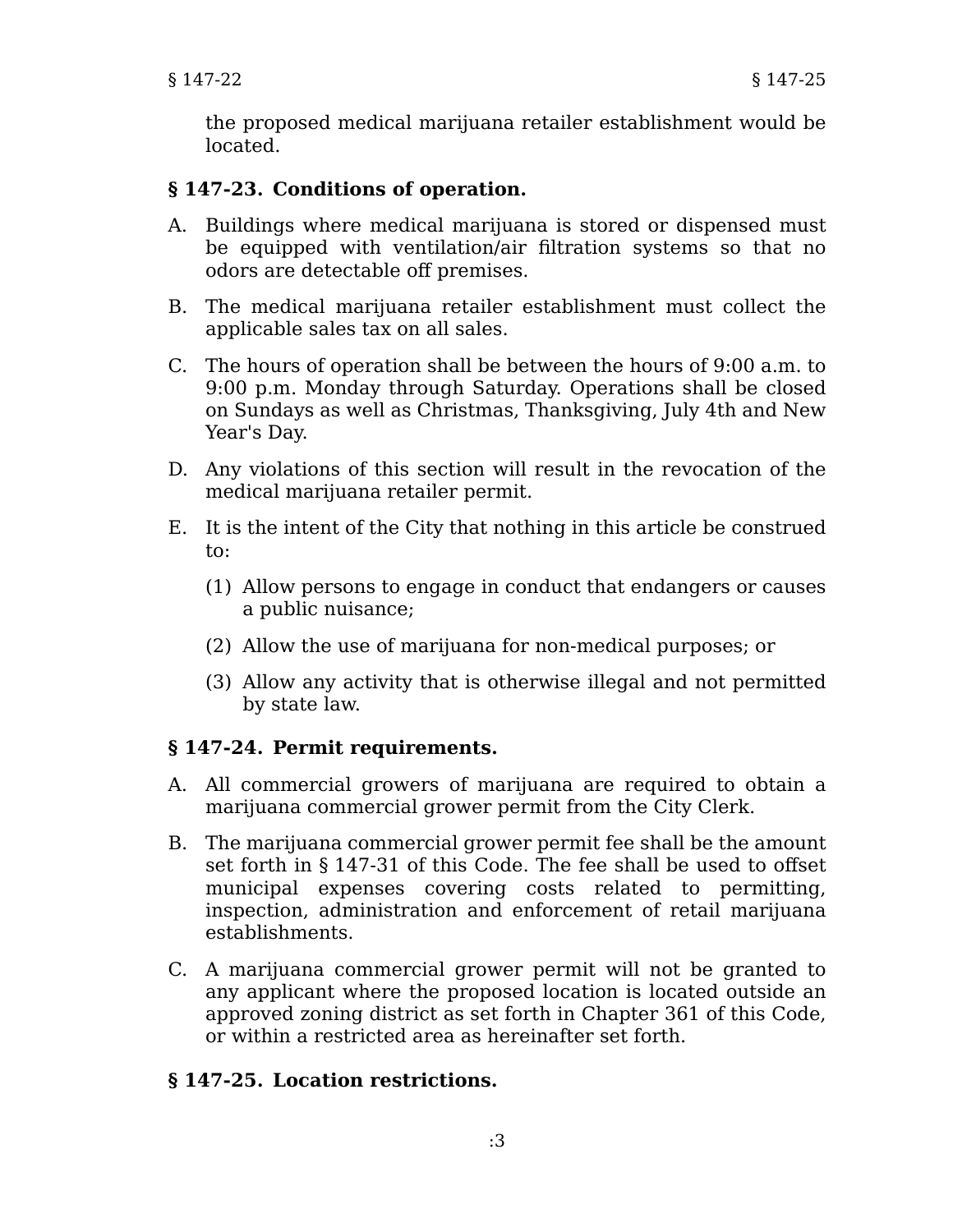the proposed medical marijuana retailer establishment would be located.

## § 147-23. Conditions of operation.

A. Buildings where medical marijuana is stored or dispensed must be equipped with ventilation/air filtration systems so that no odors are detectable off premises.

B. The medical marijuana retailer establishment must collect the applicable sales tax on all sales.

C. The hours of operation shall be between the hours of 9:00 a.m. to 9:00 p.m. Monday through Saturday. Operations shall be closed on Sundays as well as Christmas, Thanksgiving, July 4th and New Year's Day.

D. Any violations of this section will result in the revocation of the medical marijuana retailer permit.

E. It is the intent of the City that nothing in this article be construed to:

   (1) Allow persons to engage in conduct that endangers or causes a public nuisance;

   (2) Allow the use of marijuana for non-medical purposes; or

   (3) Allow any activity that is otherwise illegal and not permitted by state law.

## § 147-24. Permit requirements.

A. All commercial growers of marijuana are required to obtain a marijuana commercial grower permit from the City Clerk.

B. The marijuana commercial grower permit fee shall be the amount set forth in § 147-31 of this Code. The fee shall be used to offset municipal expenses covering costs related to permitting, inspection, administration and enforcement of retail marijuana establishments.

C. A marijuana commercial grower permit will not be granted to any applicant where the proposed location is located outside an approved zoning district as set forth in Chapter 361 of this Code, or within a restricted area as hereinafter set forth.

## § 147-25. Location restrictions.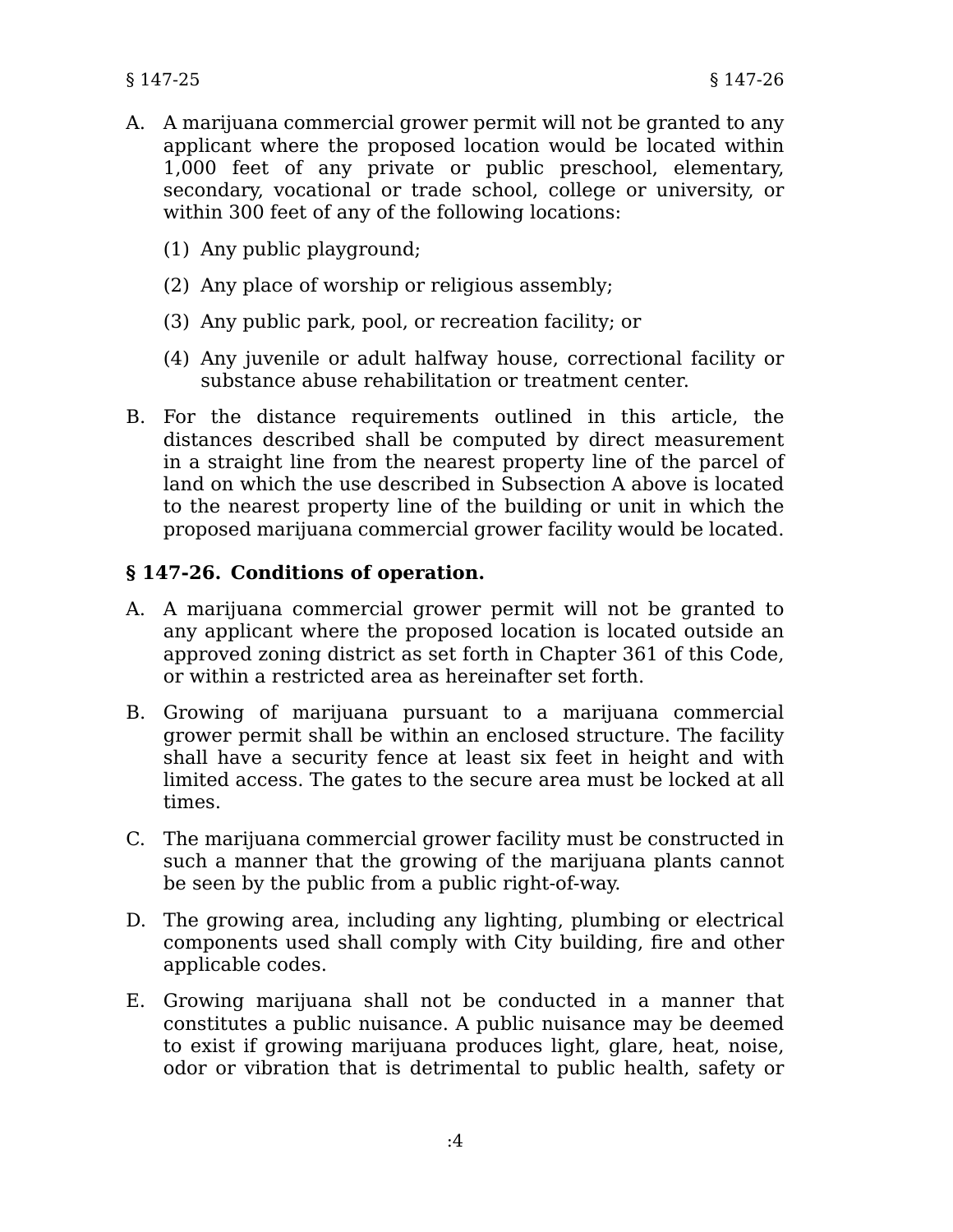A. A marijuana commercial grower permit will not be granted to any applicant where the proposed location would be located within 1,000 feet of any private or public preschool, elementary, secondary, vocational or trade school, college or university, or within 300 feet of any of the following locations:

   (1) Any public playground;

   (2) Any place of worship or religious assembly;

   (3) Any public park, pool, or recreation facility; or

   (4) Any juvenile or adult halfway house, correctional facility or substance abuse rehabilitation or treatment center.

B. For the distance requirements outlined in this article, the distances described shall be computed by direct measurement in a straight line from the nearest property line of the parcel of land on which the use described in Subsection A above is located to the nearest property line of the building or unit in which the proposed marijuana commercial grower facility would be located.

## § 147-26. Conditions of operation.

A. A marijuana commercial grower permit will not be granted to any applicant where the proposed location is located outside an approved zoning district as set forth in Chapter 361 of this Code, or within a restricted area as hereinafter set forth.

B. Growing of marijuana pursuant to a marijuana commercial grower permit shall be within an enclosed structure. The facility shall have a security fence at least six feet in height and with limited access. The gates to the secure area must be locked at all times.

C. The marijuana commercial grower facility must be constructed in such a manner that the growing of the marijuana plants cannot be seen by the public from a public right-of-way.

D. The growing area, including any lighting, plumbing or electrical components used shall comply with City building, fire and other applicable codes.

E. Growing marijuana shall not be conducted in a manner that constitutes a public nuisance. A public nuisance may be deemed to exist if growing marijuana produces light, glare, heat, noise, odor or vibration that is detrimental to public health, safety or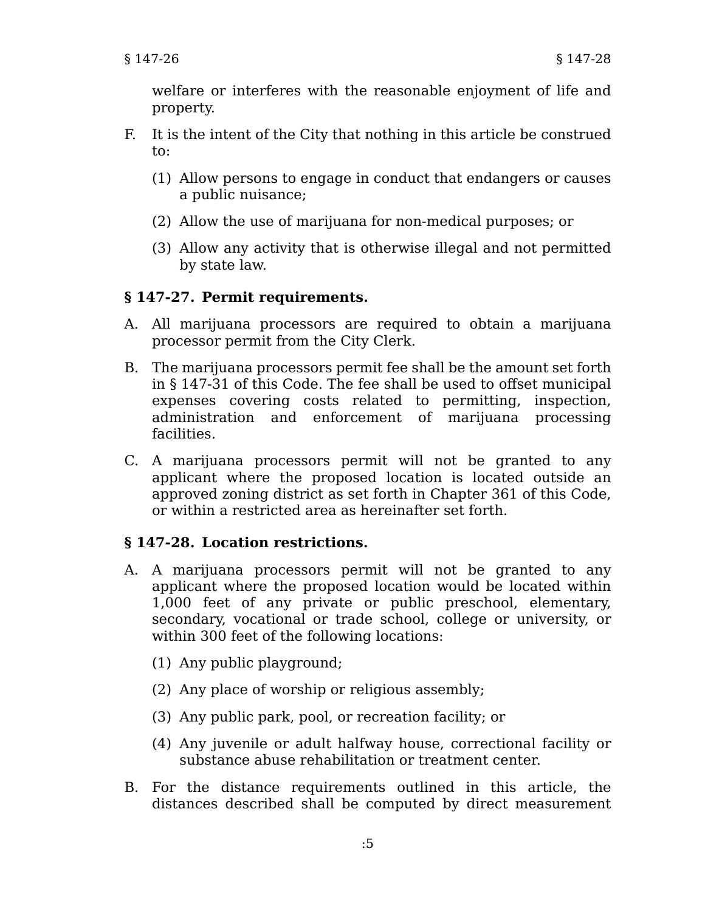welfare or interferes with the reasonable enjoyment of life and property.

F. It is the intent of the City that nothing in this article be construed to:

(1) Allow persons to engage in conduct that endangers or causes a public nuisance;

(2) Allow the use of marijuana for non-medical purposes; or

(3) Allow any activity that is otherwise illegal and not permitted by state law.

### § 147-27. Permit requirements.

A. All marijuana processors are required to obtain a marijuana processor permit from the City Clerk.

B. The marijuana processors permit fee shall be the amount set forth in § 147-31 of this Code. The fee shall be used to offset municipal expenses covering costs related to permitting, inspection, administration and enforcement of marijuana processing facilities.

C. A marijuana processors permit will not be granted to any applicant where the proposed location is located outside an approved zoning district as set forth in Chapter 361 of this Code, or within a restricted area as hereinafter set forth.

### § 147-28. Location restrictions.

A. A marijuana processors permit will not be granted to any applicant where the proposed location would be located within 1,000 feet of any private or public preschool, elementary, secondary, vocational or trade school, college or university, or within 300 feet of the following locations:

(1) Any public playground;

(2) Any place of worship or religious assembly;

(3) Any public park, pool, or recreation facility; or

(4) Any juvenile or adult halfway house, correctional facility or substance abuse rehabilitation or treatment center.

B. For the distance requirements outlined in this article, the distances described shall be computed by direct measurement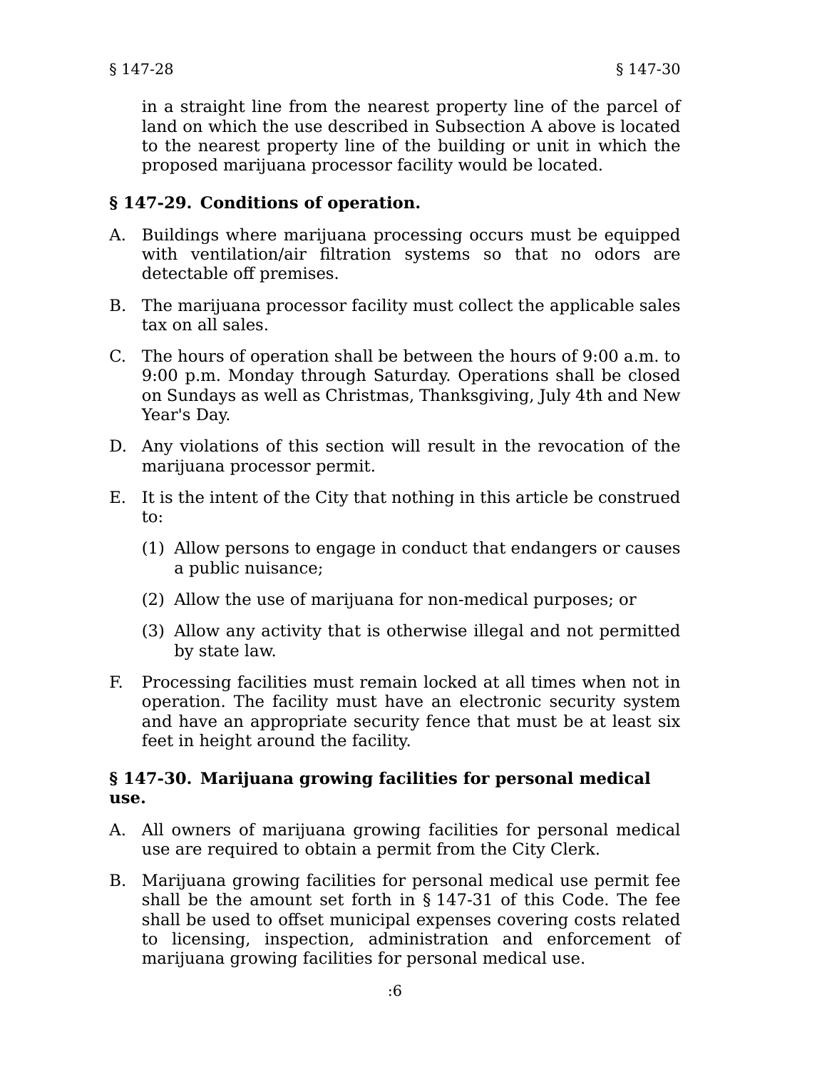in a straight line from the nearest property line of the parcel of land on which the use described in Subsection A above is located to the nearest property line of the building or unit in which the proposed marijuana processor facility would be located.

## § 147-29. Conditions of operation.

A. Buildings where marijuana processing occurs must be equipped with ventilation/air filtration systems so that no odors are detectable off premises.

B. The marijuana processor facility must collect the applicable sales tax on all sales.

C. The hours of operation shall be between the hours of 9:00 a.m. to 9:00 p.m. Monday through Saturday. Operations shall be closed on Sundays as well as Christmas, Thanksgiving, July 4th and New Year's Day.

D. Any violations of this section will result in the revocation of the marijuana processor permit.

E. It is the intent of the City that nothing in this article be construed to:

   (1) Allow persons to engage in conduct that endangers or causes a public nuisance;

   (2) Allow the use of marijuana for non-medical purposes; or

   (3) Allow any activity that is otherwise illegal and not permitted by state law.

F. Processing facilities must remain locked at all times when not in operation. The facility must have an electronic security system and have an appropriate security fence that must be at least six feet in height around the facility.

## § 147-30. Marijuana growing facilities for personal medical use.

A. All owners of marijuana growing facilities for personal medical use are required to obtain a permit from the City Clerk.

B. Marijuana growing facilities for personal medical use permit fee shall be the amount set forth in § 147-31 of this Code. The fee shall be used to offset municipal expenses covering costs related to licensing, inspection, administration and enforcement of marijuana growing facilities for personal medical use.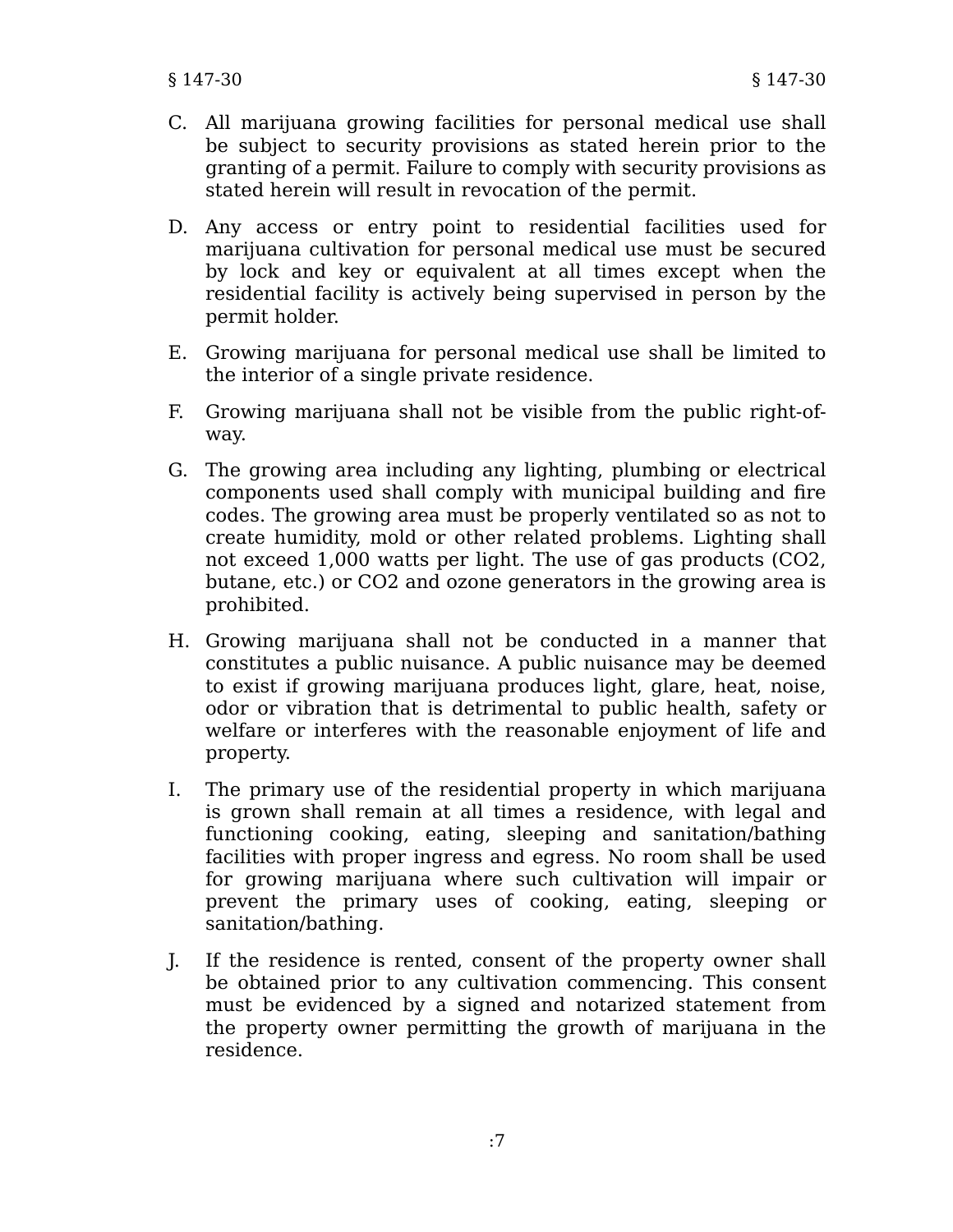C. All marijuana growing facilities for personal medical use shall be subject to security provisions as stated herein prior to the granting of a permit. Failure to comply with security provisions as stated herein will result in revocation of the permit.

D. Any access or entry point to residential facilities used for marijuana cultivation for personal medical use must be secured by lock and key or equivalent at all times except when the residential facility is actively being supervised in person by the permit holder.

E. Growing marijuana for personal medical use shall be limited to the interior of a single private residence.

F. Growing marijuana shall not be visible from the public right-of-way.

G. The growing area including any lighting, plumbing or electrical components used shall comply with municipal building and fire codes. The growing area must be properly ventilated so as not to create humidity, mold or other related problems. Lighting shall not exceed 1,000 watts per light. The use of gas products ($CO_2$, butane, etc.) or $CO_2$ and ozone generators in the growing area is prohibited.

H. Growing marijuana shall not be conducted in a manner that constitutes a public nuisance. A public nuisance may be deemed to exist if growing marijuana produces light, glare, heat, noise, odor or vibration that is detrimental to public health, safety or welfare or interferes with the reasonable enjoyment of life and property.

I. The primary use of the residential property in which marijuana is grown shall remain at all times a residence, with legal and functioning cooking, eating, sleeping and sanitation/bathing facilities with proper ingress and egress. No room shall be used for growing marijuana where such cultivation will impair or prevent the primary uses of cooking, eating, sleeping or sanitation/bathing.

J. If the residence is rented, consent of the property owner shall be obtained prior to any cultivation commencing. This consent must be evidenced by a signed and notarized statement from the property owner permitting the growth of marijuana in the residence.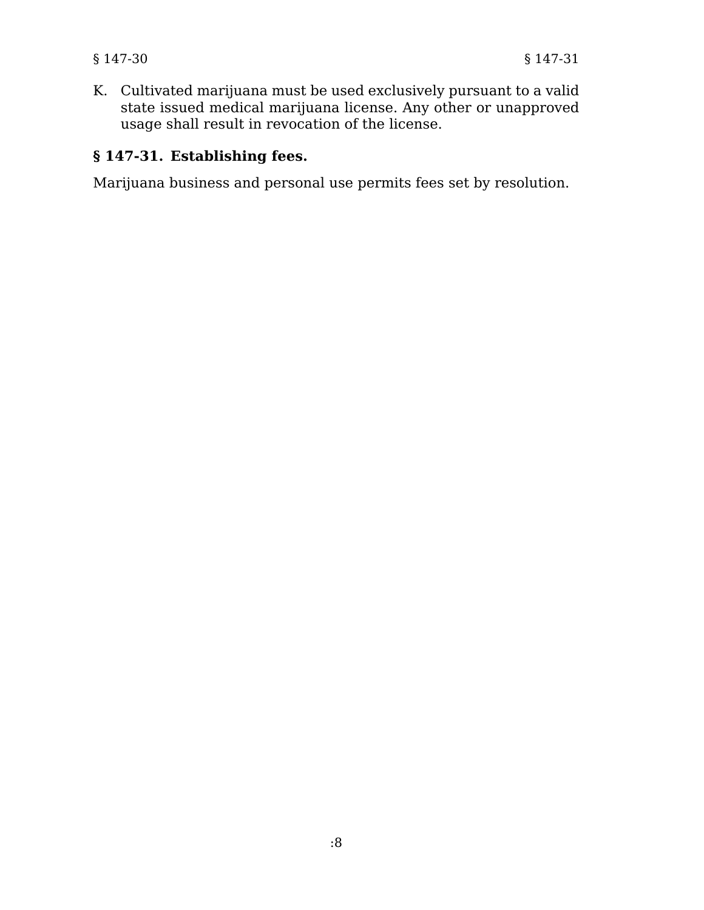K. Cultivated marijuana must be used exclusively pursuant to a valid state issued medical marijuana license. Any other or unapproved usage shall result in revocation of the license.

### § 147-31. Establishing fees.

Marijuana business and personal use permits fees set by resolution.